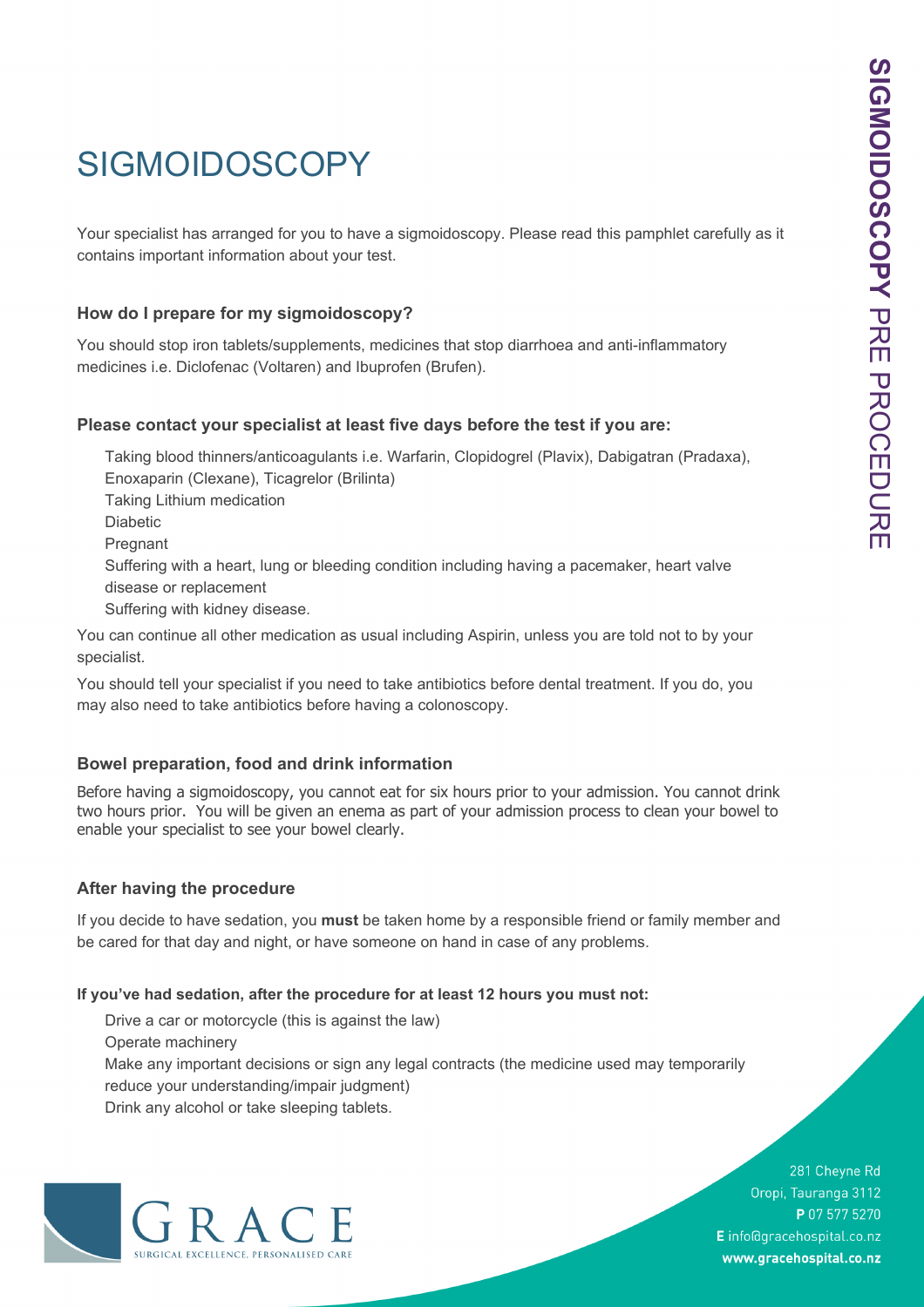# SIGMOIDOSCOPY

Your specialist has arranged for you to have a sigmoidoscopy. Please read this pamphlet carefully as it contains important information about your test.

### How do I prepare for my sigmoidoscopy?

You should stop iron tablets/supplements, medicines that stop diarrhoea and anti-inflammatory medicines i.e. Diclofenac (Voltaren) and Ibuprofen (Brufen).

### Please contact your specialist at least five days before the test if you are:

- Taking blood thinners/anticoagulants i.e. Warfarin, Clopidogrel (Plavix), Dabigatran (Pradaxa), Enoxaparin (Clexane), Ticagrelor (Brilinta)
- Taking Lithium medication
- Diabetic
- Pregnant
- Suffering with a heart, lung or bleeding condition including having a pacemaker, heart valve disease or replacement
- Suffering with kidney disease.

You can continue all other medication as usual including Aspirin, unless you are told not to by your specialist.

You should tell your specialist if you need to take antibiotics before dental treatment. If you do, you may also need to take antibiotics before having a colonoscopy.

### Bowel preparation, food and drink information

Before having a sigmoidoscopy, you cannot eat for six hours prior to your admission. You cannot drink two hours prior. You will be given an enema as part of your admission process to clean your bowel to enable your specialist to see your bowel clearly.

### After having the procedure

If you decide to have sedation, you **must** be taken home by a responsible friend or family member and be cared for that day and night, or have someone on hand in case of any problems.

**If you've had sedation, after the procedure for at least 12 hours you must not:**

- Drive a car or motorcycle (this is against the law)
- Operate machinery
- Make any important decisions or sign any legal contracts (the medicine used may temporarily reduce your understanding/impair judgment)
- Drink any alcohol or take sleeping tablets.

GRACE
SURGICAL EXCELLENCE. PERSONALISED CARE

281 Cheyne Rd
Oropi, Tauranga 3112
**P** 07 577 5270
**E** info@gracehospital.co.nz
**www.gracehospital.co.nz**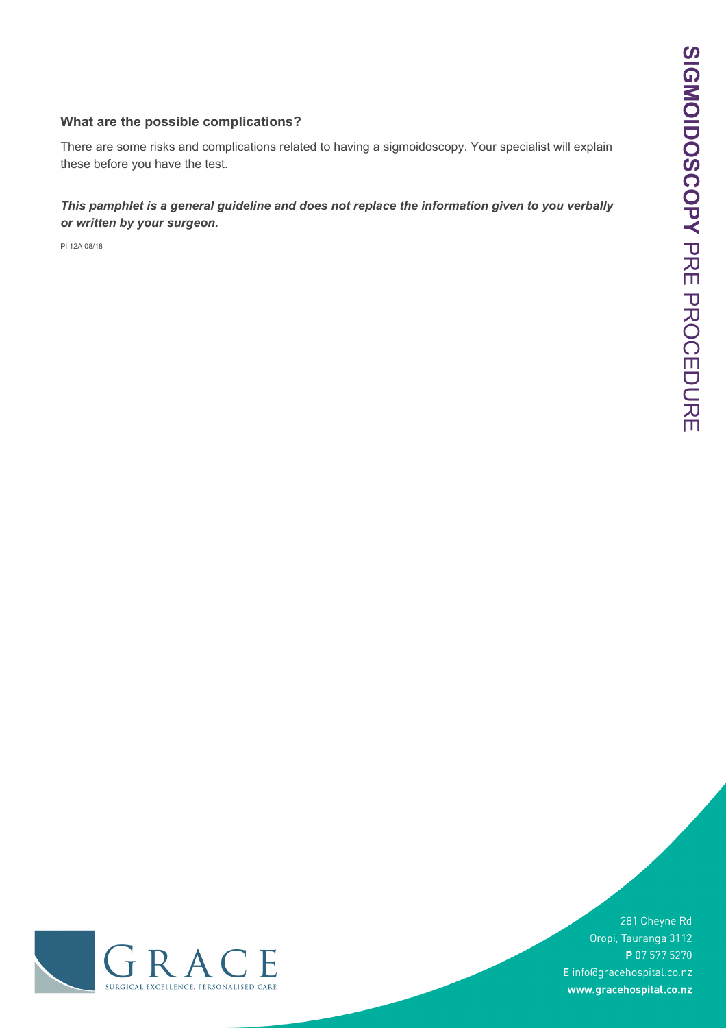### What are the possible complications?

There are some risks and complications related to having a sigmoidoscopy. Your specialist will explain these before you have the test.

***This pamphlet is a general guideline and does not replace the information given to you verbally or written by your surgeon.***

PI 12A 08/18

GRACE
SURGICAL EXCELLENCE. PERSONALISED CARE

281 Cheyne Rd
Oropi, Tauranga 3112
**P** 07 577 5270
**E** info@gracehospital.co.nz
**www.gracehospital.co.nz**